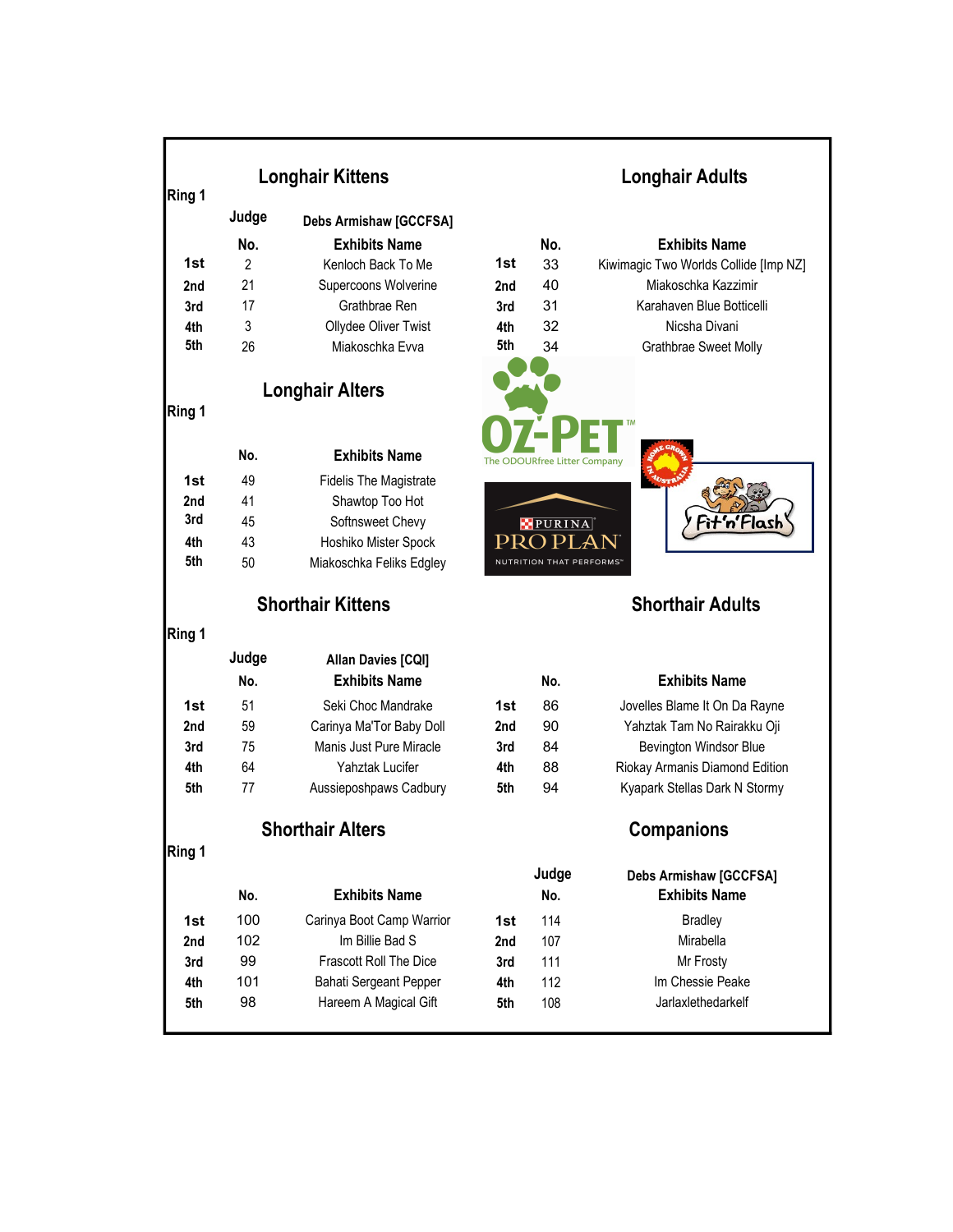## Ring 1

### Longhair Kittens

Judge: Debs Armishaw [GCCFSA]

| | No. | Exhibits Name |
|---|---|---|
| 1st | 2 | Kenloch Back To Me |
| 2nd | 21 | Supercoons Wolverine |
| 3rd | 17 | Grathbrae Ren |
| 4th | 3 | Ollydee Oliver Twist |
| 5th | 26 | Miakoschka Evva |

### Longhair Adults

| | No. | Exhibits Name |
|---|---|---|
| 1st | 33 | Kiwimagic Two Worlds Collide [Imp NZ] |
| 2nd | 40 | Miakoschka Kazzimir |
| 3rd | 31 | Karahaven Blue Botticelli |
| 4th | 32 | Nicsha Divani |
| 5th | 34 | Grathbrae Sweet Molly |

## Ring 1

### Longhair Alters

| | No. | Exhibits Name |
|---|---|---|
| 1st | 49 | Fidelis The Magistrate |
| 2nd | 41 | Shawtop Too Hot |
| 3rd | 45 | Softnsweet Chevy |
| 4th | 43 | Hoshiko Mister Spock |
| 5th | 50 | Miakoschka Feliks Edgley |

OZ-PET The ODOURfree Litter Company

PURINA PRO PLAN NUTRITION THAT PERFORMS

Fit'n'Flash

## Ring 1

### Shorthair Kittens

Judge: Allan Davies [CQI]

| | No. | Exhibits Name |
|---|---|---|
| 1st | 51 | Seki Choc Mandrake |
| 2nd | 59 | Carinya Ma'Tor Baby Doll |
| 3rd | 75 | Manis Just Pure Miracle |
| 4th | 64 | Yahztak Lucifer |
| 5th | 77 | Aussieposhpaws Cadbury |

### Shorthair Adults

| | No. | Exhibits Name |
|---|---|---|
| 1st | 86 | Jovelles Blame It On Da Rayne |
| 2nd | 90 | Yahztak Tam No Rairakku Oji |
| 3rd | 84 | Bevington Windsor Blue |
| 4th | 88 | Riokay Armanis Diamond Edition |
| 5th | 94 | Kyapark Stellas Dark N Stormy |

## Ring 1

### Shorthair Alters

| | No. | Exhibits Name |
|---|---|---|
| 1st | 100 | Carinya Boot Camp Warrior |
| 2nd | 102 | Im Billie Bad S |
| 3rd | 99 | Frascott Roll The Dice |
| 4th | 101 | Bahati Sergeant Pepper |
| 5th | 98 | Hareem A Magical Gift |

### Companions

Judge: Debs Armishaw [GCCFSA]

| | No. | Exhibits Name |
|---|---|---|
| 1st | 114 | Bradley |
| 2nd | 107 | Mirabella |
| 3rd | 111 | Mr Frosty |
| 4th | 112 | Im Chessie Peake |
| 5th | 108 | Jarlaxlethedarkelf |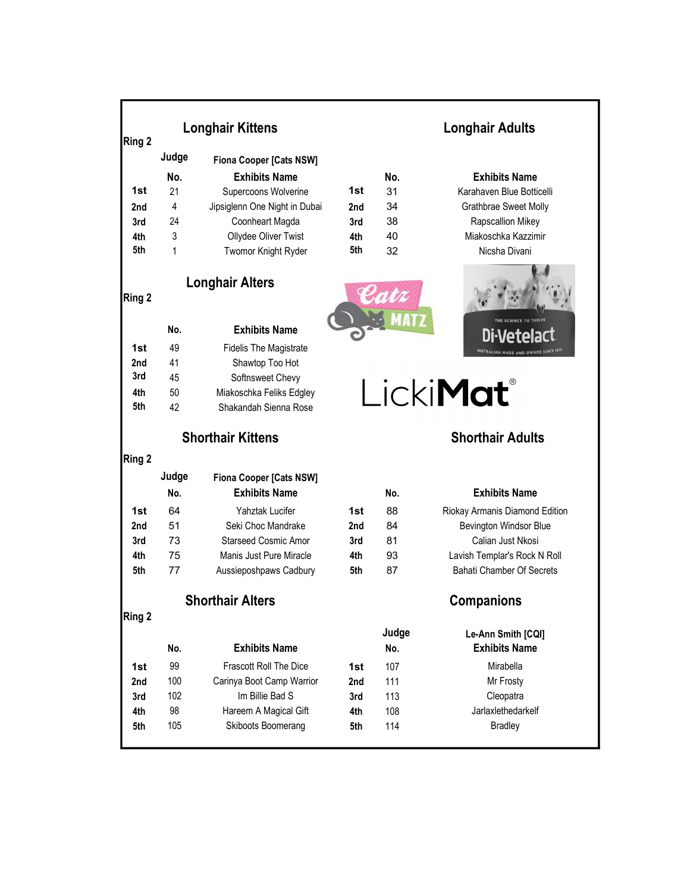## Ring 2

### Longhair Kittens

Judge: Fiona Cooper [Cats NSW]

| | No. | Exhibits Name |
|---|---|---|
| 1st | 21 | Supercoons Wolverine |
| 2nd | 4 | Jipsiglenn One Night in Dubai |
| 3rd | 24 | Coonheart Magda |
| 4th | 3 | Ollydee Oliver Twist |
| 5th | 1 | Twomor Knight Ryder |

### Longhair Adults

| | No. | Exhibits Name |
|---|---|---|
| 1st | 31 | Karahaven Blue Botticelli |
| 2nd | 34 | Grathbrae Sweet Molly |
| 3rd | 38 | Rapscallion Mikey |
| 4th | 40 | Miakoschka Kazzimir |
| 5th | 32 | Nicsha Divani |

## Ring 2

### Longhair Alters

| | No. | Exhibits Name |
|---|---|---|
| 1st | 49 | Fidelis The Magistrate |
| 2nd | 41 | Shawtop Too Hot |
| 3rd | 45 | Softnsweet Chevy |
| 4th | 50 | Miakoschka Feliks Edgley |
| 5th | 42 | Shakandah Sienna Rose |

Catz MATZ

Di-Vetelact — THE SCIENCE TO THRIVE — AUSTRALIAN MADE AND OWNED SINCE 1974

LickiMat®

## Ring 2

### Shorthair Kittens

Judge: Fiona Cooper [Cats NSW]

| | No. | Exhibits Name |
|---|---|---|
| 1st | 64 | Yahztak Lucifer |
| 2nd | 51 | Seki Choc Mandrake |
| 3rd | 73 | Starseed Cosmic Amor |
| 4th | 75 | Manis Just Pure Miracle |
| 5th | 77 | Aussieposhpaws Cadbury |

### Shorthair Adults

| | No. | Exhibits Name |
|---|---|---|
| 1st | 88 | Riokay Armanis Diamond Edition |
| 2nd | 84 | Bevington Windsor Blue |
| 3rd | 81 | Calian Just Nkosi |
| 4th | 93 | Lavish Templar's Rock N Roll |
| 5th | 87 | Bahati Chamber Of Secrets |

## Ring 2

### Shorthair Alters

| | No. | Exhibits Name |
|---|---|---|
| 1st | 99 | Frascott Roll The Dice |
| 2nd | 100 | Carinya Boot Camp Warrior |
| 3rd | 102 | Im Billie Bad S |
| 4th | 98 | Hareem A Magical Gift |
| 5th | 105 | Skiboots Boomerang |

### Companions

Judge: Le-Ann Smith [CQI]

| | No. | Exhibits Name |
|---|---|---|
| 1st | 107 | Mirabella |
| 2nd | 111 | Mr Frosty |
| 3rd | 113 | Cleopatra |
| 4th | 108 | Jarlaxlethedarkelf |
| 5th | 114 | Bradley |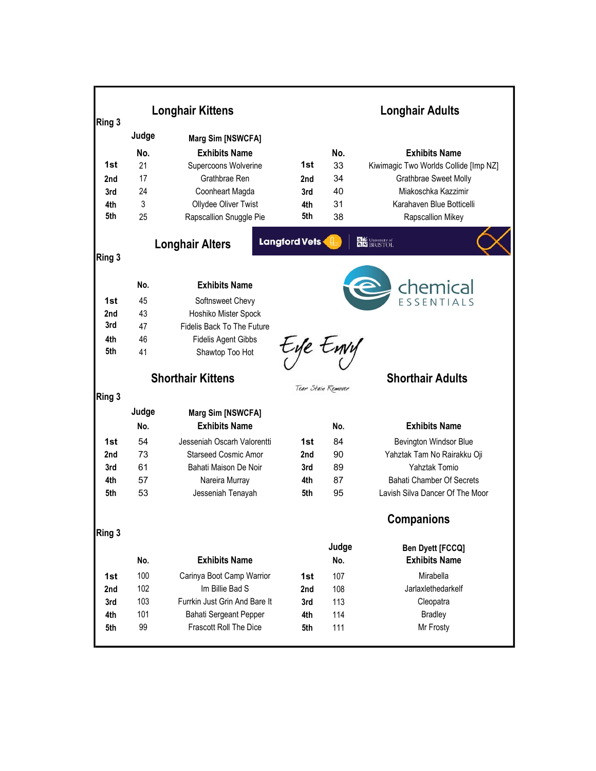## Ring 3

### Longhair Kittens

Judge: Marg Sim [NSWCFA]

| | No. | Exhibits Name |
|---|---|---|
| 1st | 21 | Supercoons Wolverine |
| 2nd | 17 | Grathbrae Ren |
| 3rd | 24 | Coonheart Magda |
| 4th | 3 | Ollydee Oliver Twist |
| 5th | 25 | Rapscallion Snuggle Pie |

### Longhair Adults

| | No. | Exhibits Name |
|---|---|---|
| 1st | 33 | Kiwimagic Two Worlds Collide [Imp NZ] |
| 2nd | 34 | Grathbrae Sweet Molly |
| 3rd | 40 | Miakoschka Kazzimir |
| 4th | 31 | Karahaven Blue Botticelli |
| 5th | 38 | Rapscallion Mikey |

## Ring 3

### Longhair Alters

| | No. | Exhibits Name |
|---|---|---|
| 1st | 45 | Softnsweet Chevy |
| 2nd | 43 | Hoshiko Mister Spock |
| 3rd | 47 | Fidelis Back To The Future |
| 4th | 46 | Fidelis Agent Gibbs |
| 5th | 41 | Shawtop Too Hot |

Langford Vets | University of Bristol

chemical ESSENTIALS

Eye Envy Tear Stain Remover

## Ring 3

### Shorthair Kittens

Judge: Marg Sim [NSWCFA]

| | No. | Exhibits Name |
|---|---|---|
| 1st | 54 | Jesseniah Oscarh Valorentti |
| 2nd | 73 | Starseed Cosmic Amor |
| 3rd | 61 | Bahati Maison De Noir |
| 4th | 57 | Nareira Murray |
| 5th | 53 | Jesseniah Tenayah |

### Shorthair Adults

| | No. | Exhibits Name |
|---|---|---|
| 1st | 84 | Bevington Windsor Blue |
| 2nd | 90 | Yahztak Tam No Rairakku Oji |
| 3rd | 89 | Yahztak Tomio |
| 4th | 87 | Bahati Chamber Of Secrets |
| 5th | 95 | Lavish Silva Dancer Of The Moor |

## Ring 3

| | No. | Exhibits Name |
|---|---|---|
| 1st | 100 | Carinya Boot Camp Warrior |
| 2nd | 102 | Im Billie Bad S |
| 3rd | 103 | Furrkin Just Grin And Bare It |
| 4th | 101 | Bahati Sergeant Pepper |
| 5th | 99 | Frascott Roll The Dice |

### Companions

Judge: Ben Dyett [FCCQ]

| | No. | Exhibits Name |
|---|---|---|
| 1st | 107 | Mirabella |
| 2nd | 108 | Jarlaxlethedarkelf |
| 3rd | 113 | Cleopatra |
| 4th | 114 | Bradley |
| 5th | 111 | Mr Frosty |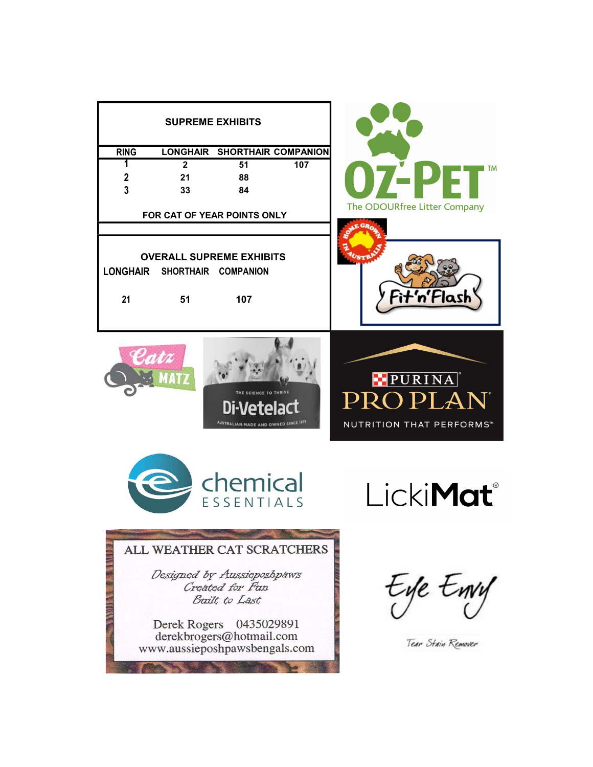## SUPREME EXHIBITS

| RING | LONGHAIR | SHORTHAIR | COMPANION |
|---|---|---|---|
| 1 | 2 | 51 | 107 |
| 2 | 21 | 88 | |
| 3 | 33 | 84 | |

FOR CAT OF YEAR POINTS ONLY

## OVERALL SUPREME EXHIBITS

| LONGHAIR | SHORTHAIR | COMPANION |
|---|---|---|
| 21 | 51 | 107 |

OZ-PET™
The ODOURfree Litter Company

HOME GROWN IN AUSTRALIA
Fit'n'Flash

Catz MATZ

THE SCIENCE TO THRIVE
Di-Vetelact
AUSTRALIAN MADE AND OWNED SINCE 1974

PURINA PRO PLAN
NUTRITION THAT PERFORMS™

chemical ESSENTIALS

LickiMat®

ALL WEATHER CAT SCRATCHERS

*Designed by Aussieposhpaws*
*Created for Fun*
*Built to Last*

Derek Rogers 0435029891
derekbrogers@hotmail.com
www.aussieposhpawsbengals.com

Eye Envy
Tear Stain Remover